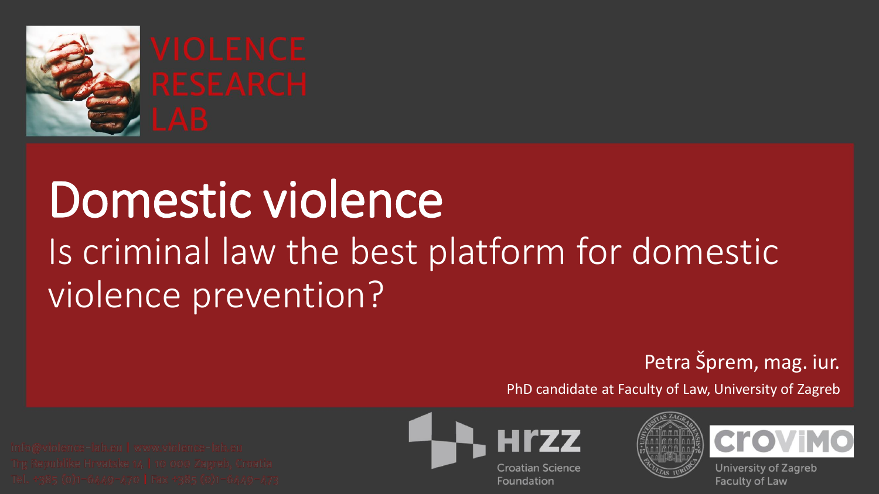VIOLENCE RESEARCH LAB

# Domestic violence

## Is criminal law the best platform for domestic violence prevention?

Petra Šprem, mag. iur.

PhD candidate at Faculty of Law, University of Zagreb

info@violence-lab.eu | www.violence-lab.eu
Trg Republike Hrvatske 14 | 10 000 Zagreb, Croatia
Tel. +385 (0)1- 6449-470 | Fax +385 (0)1- 6449-473

HRZZ Croatian Science Foundation

CroViMO University of Zagreb Faculty of Law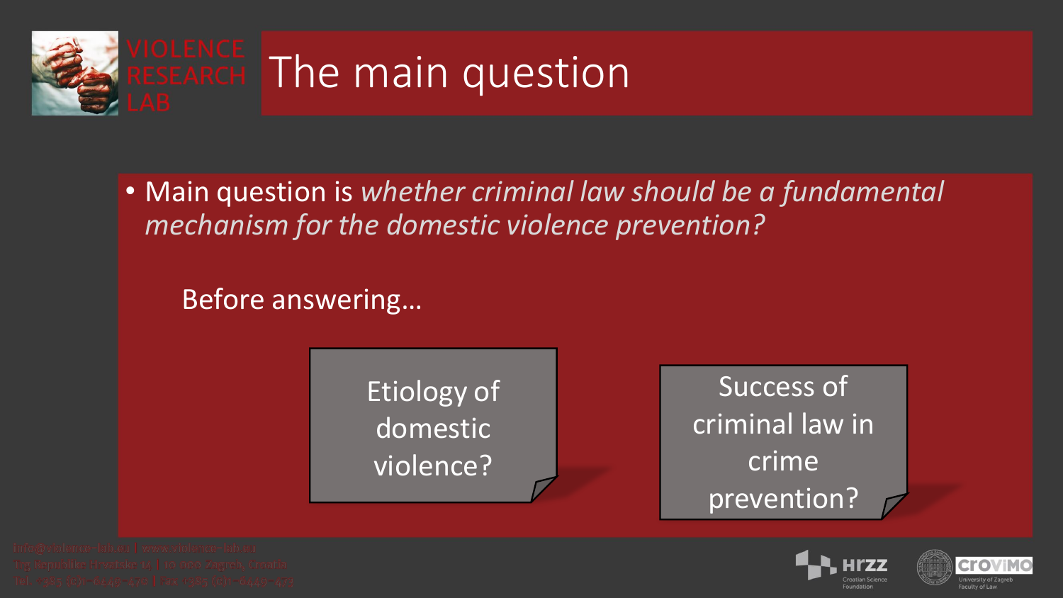# The main question

- Main question is *whether criminal law should be a fundamental mechanism for the domestic violence prevention?*

Before answering…

Etiology of domestic violence?

Success of criminal law in crime prevention?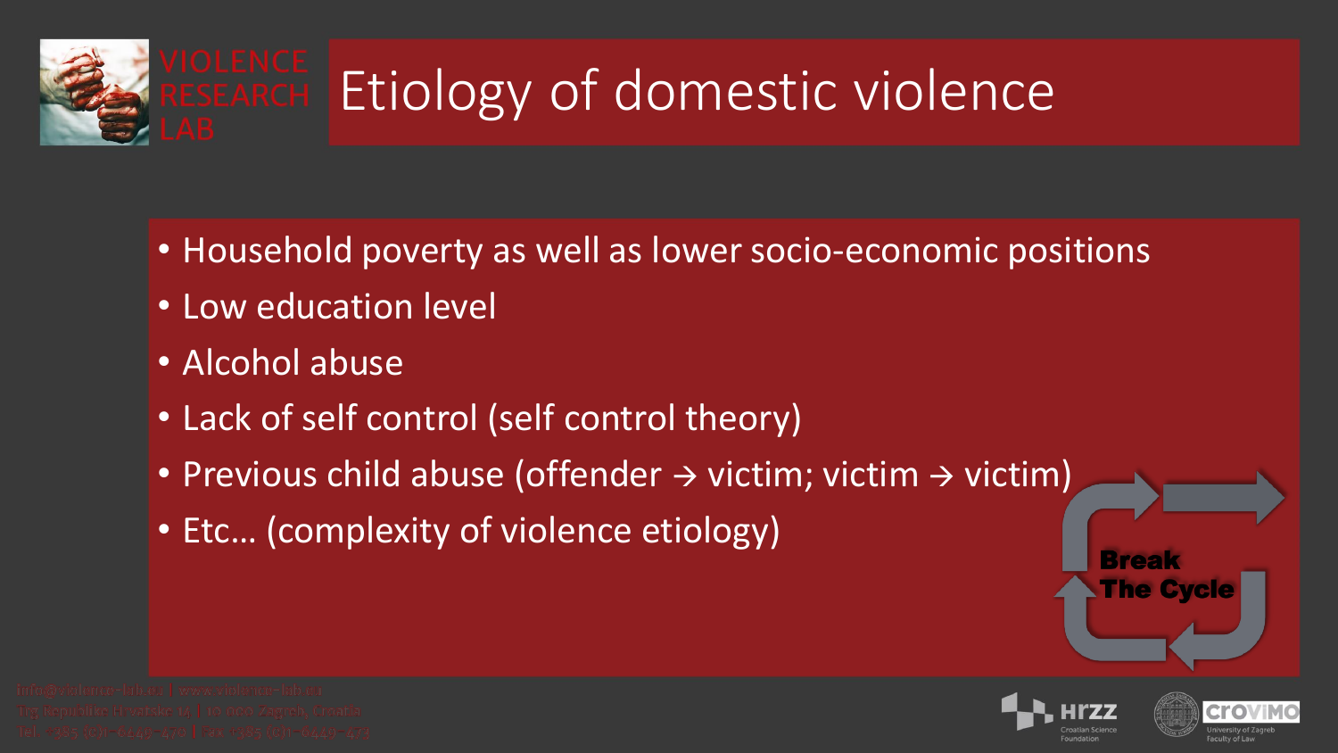# Etiology of domestic violence

- Household poverty as well as lower socio-economic positions
- Low education level
- Alcohol abuse
- Lack of self control (self control theory)
- Previous child abuse (offender → victim; victim → victim)
- Etc… (complexity of violence etiology)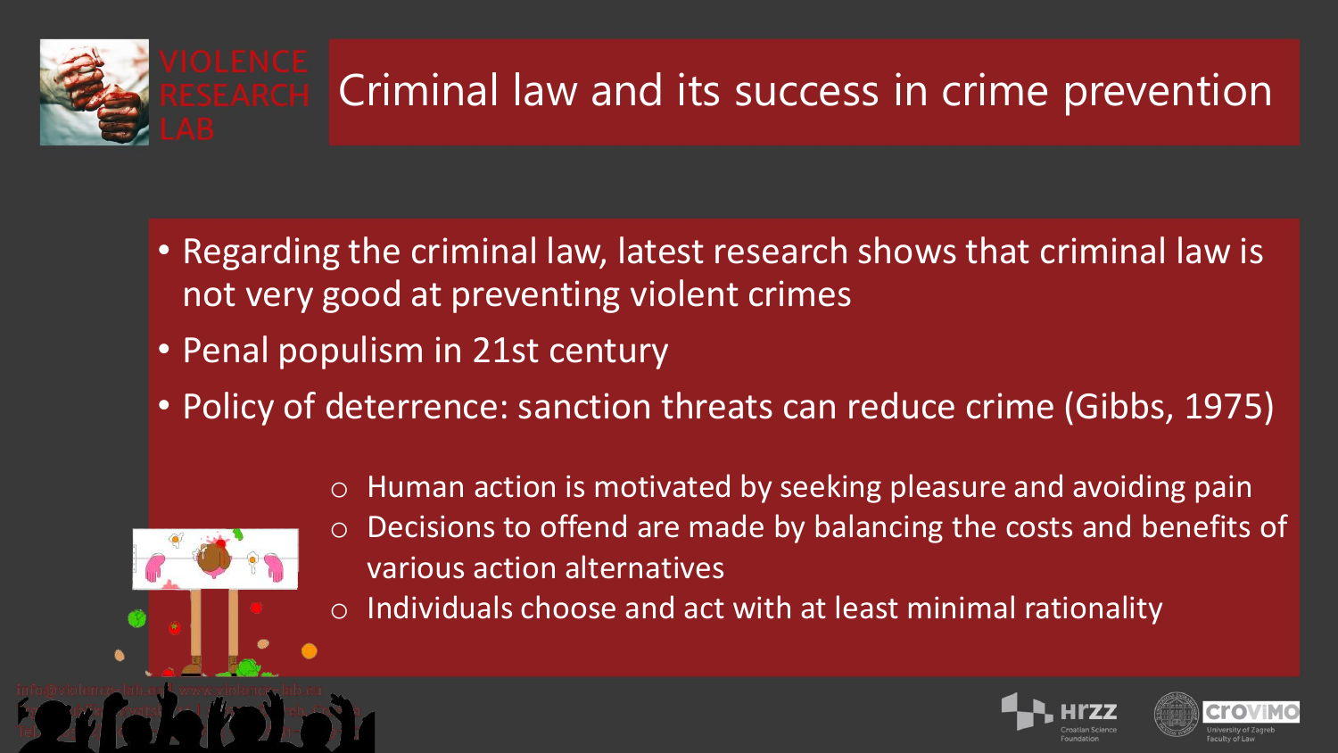# Criminal law and its success in crime prevention

- Regarding the criminal law, latest research shows that criminal law is not very good at preventing violent crimes
- Penal populism in 21st century
- Policy of deterrence: sanction threats can reduce crime (Gibbs, 1975)
  - Human action is motivated by seeking pleasure and avoiding pain
  - Decisions to offend are made by balancing the costs and benefits of various action alternatives
  - Individuals choose and act with at least minimal rationality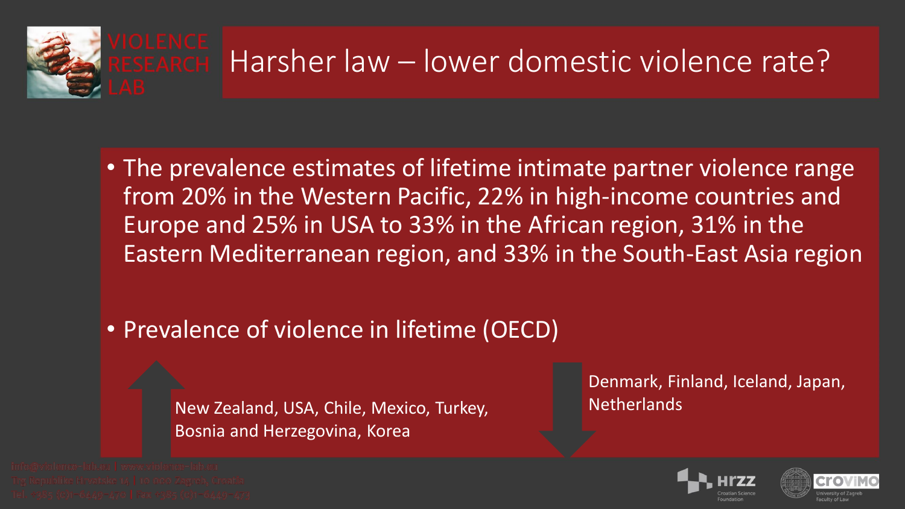# Harsher law – lower domestic violence rate?

- The prevalence estimates of lifetime intimate partner violence range from 20% in the Western Pacific, 22% in high-income countries and Europe and 25% in USA to 33% in the African region, 31% in the Eastern Mediterranean region, and 33% in the South-East Asia region
- Prevalence of violence in lifetime (OECD)

↑ New Zealand, USA, Chile, Mexico, Turkey, Bosnia and Herzegovina, Korea

↓ Denmark, Finland, Iceland, Japan, Netherlands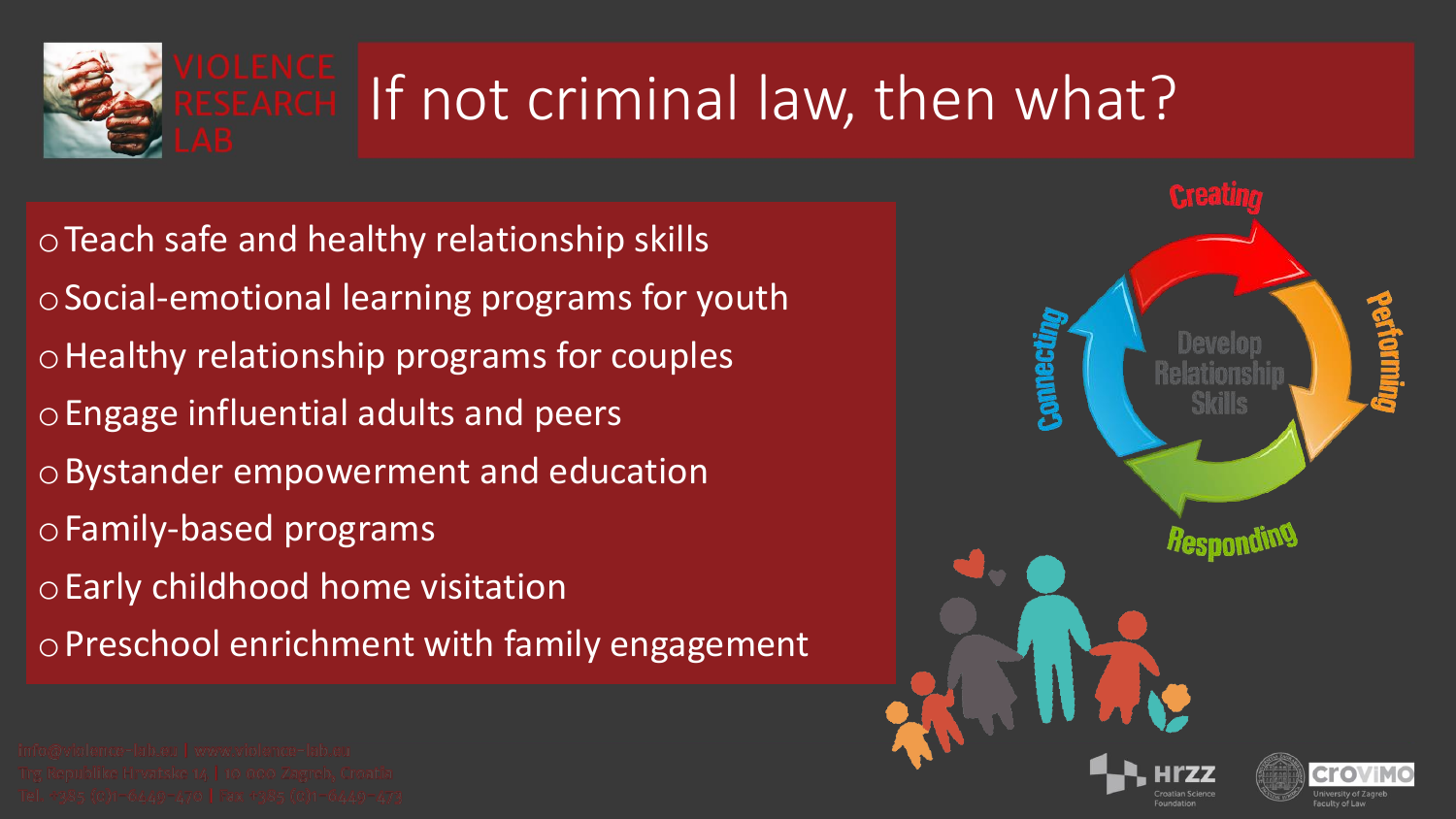# If not criminal law, then what?

- Teach safe and healthy relationship skills
- Social-emotional learning programs for youth
- Healthy relationship programs for couples
- Engage influential adults and peers
- Bystander empowerment and education
- Family-based programs
- Early childhood home visitation
- Preschool enrichment with family engagement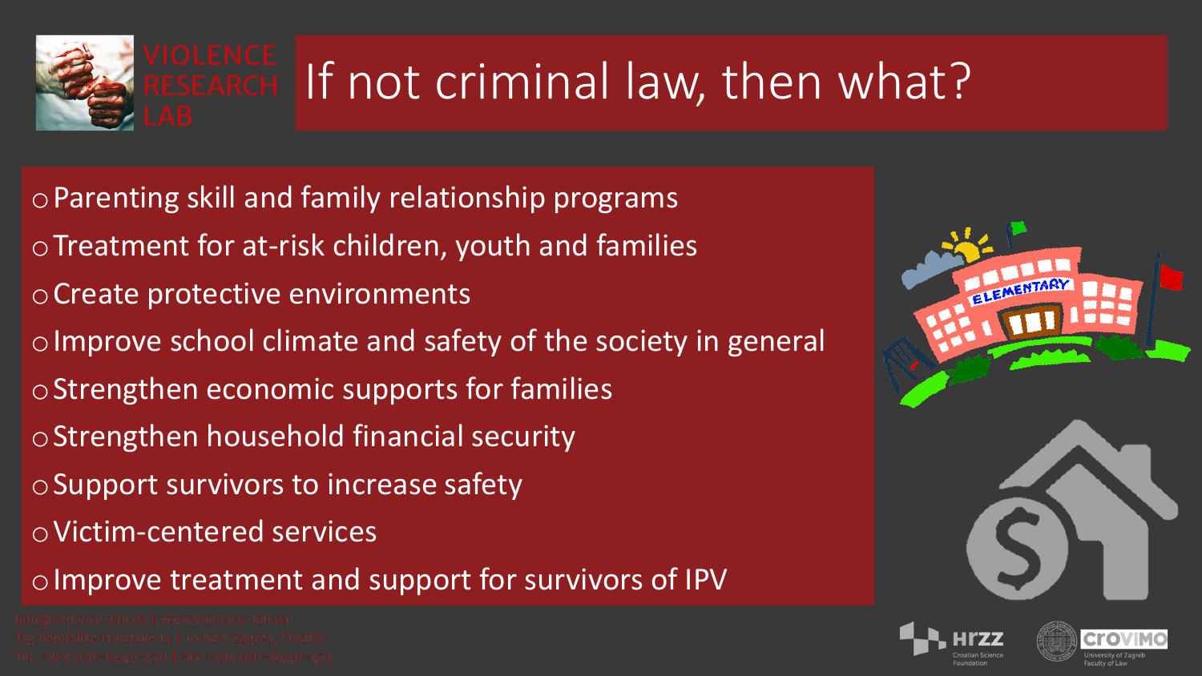# If not criminal law, then what?

- Parenting skill and family relationship programs
- Treatment for at-risk children, youth and families
- Create protective environments
- Improve school climate and safety of the society in general
- Strengthen economic supports for families
- Strengthen household financial security
- Support survivors to increase safety
- Victim-centered services
- Improve treatment and support for survivors of IPV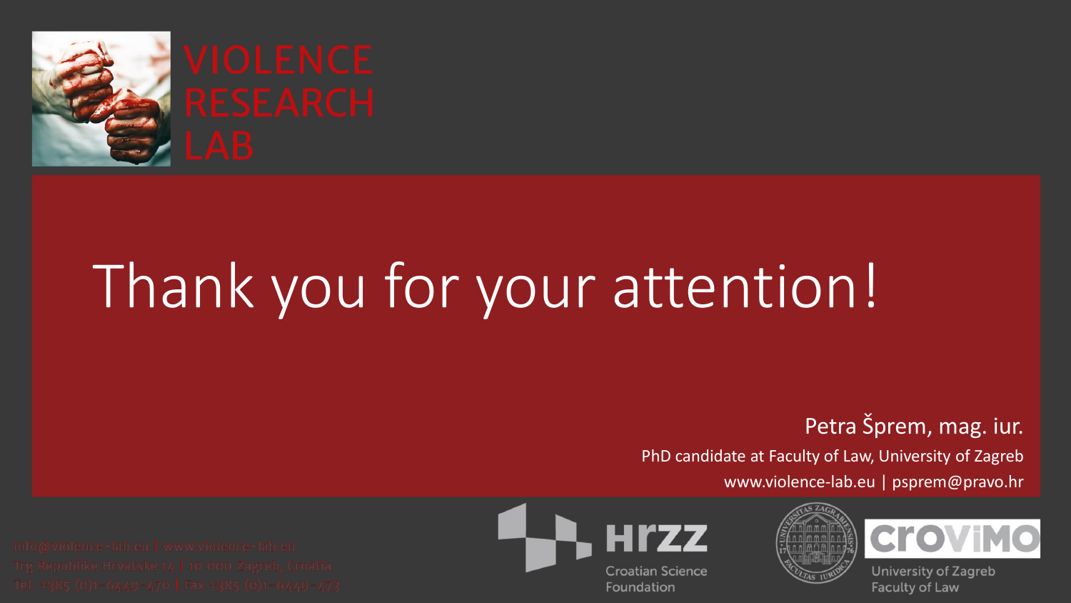VIOLENCE RESEARCH LAB

# Thank you for your attention!

Petra Šprem, mag. iur.

PhD candidate at Faculty of Law, University of Zagreb

www.violence-lab.eu | psprem@pravo.hr

info@violence-lab.eu | www.violence-lab.eu
Trg Republike Hrvatske 14 | 10 000 Zagreb, Croatia
Tel. +385 (0)1- 6449-470 | Fax +385 (0)1- 6449-473

HRZZ Croatian Science Foundation

CroViMo University of Zagreb Faculty of Law